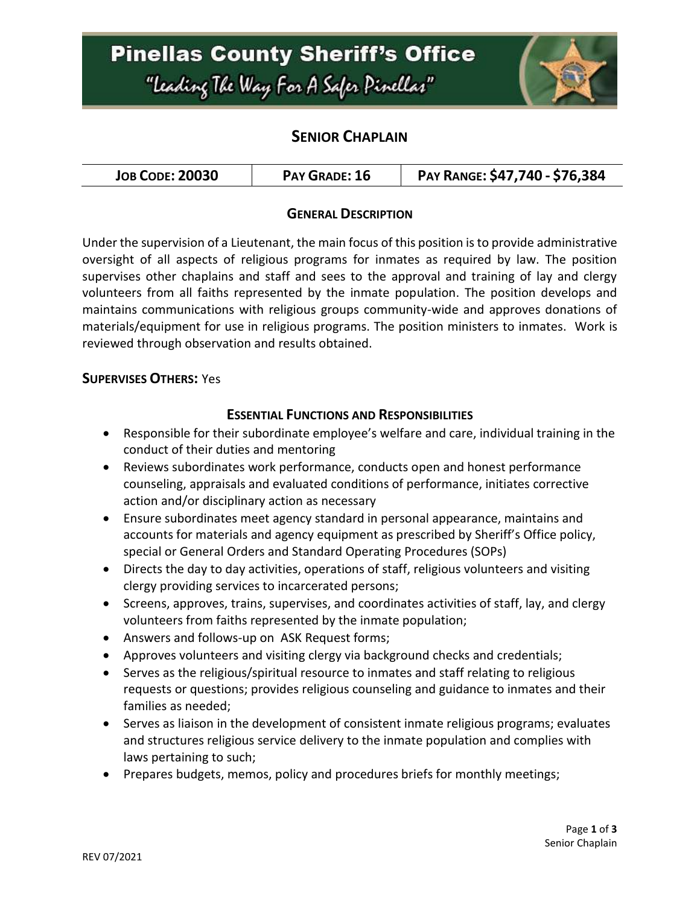# Pinellas County Sheriff's Office

"Leading The Way For A Safer Pinellas"

## SENIOR CHAPLAIN

| JOB CODE: 20030 | PAY GRADE: 16 | PAY RANGE: $47,740 - $76,384 |
| --- | --- | --- |

### GENERAL DESCRIPTION

Under the supervision of a Lieutenant, the main focus of this position is to provide administrative oversight of all aspects of religious programs for inmates as required by law. The position supervises other chaplains and staff and sees to the approval and training of lay and clergy volunteers from all faiths represented by the inmate population. The position develops and maintains communications with religious groups community-wide and approves donations of materials/equipment for use in religious programs. The position ministers to inmates. Work is reviewed through observation and results obtained.

**SUPERVISES OTHERS:** Yes

### ESSENTIAL FUNCTIONS AND RESPONSIBILITIES

- Responsible for their subordinate employee's welfare and care, individual training in the conduct of their duties and mentoring
- Reviews subordinates work performance, conducts open and honest performance counseling, appraisals and evaluated conditions of performance, initiates corrective action and/or disciplinary action as necessary
- Ensure subordinates meet agency standard in personal appearance, maintains and accounts for materials and agency equipment as prescribed by Sheriff's Office policy, special or General Orders and Standard Operating Procedures (SOPs)
- Directs the day to day activities, operations of staff, religious volunteers and visiting clergy providing services to incarcerated persons;
- Screens, approves, trains, supervises, and coordinates activities of staff, lay, and clergy volunteers from faiths represented by the inmate population;
- Answers and follows-up on ASK Request forms;
- Approves volunteers and visiting clergy via background checks and credentials;
- Serves as the religious/spiritual resource to inmates and staff relating to religious requests or questions; provides religious counseling and guidance to inmates and their families as needed;
- Serves as liaison in the development of consistent inmate religious programs; evaluates and structures religious service delivery to the inmate population and complies with laws pertaining to such;
- Prepares budgets, memos, policy and procedures briefs for monthly meetings;

REV 07/2021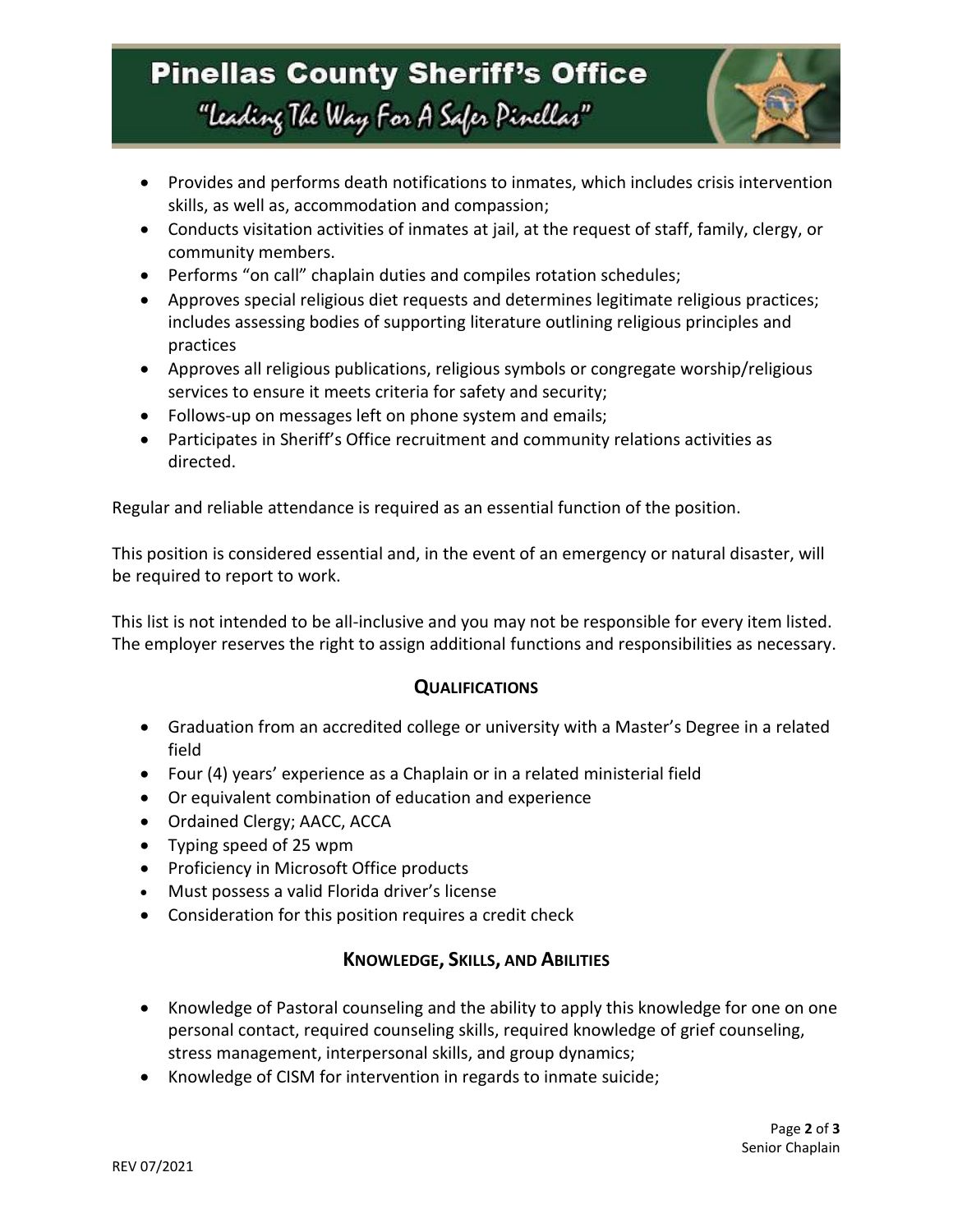- Provides and performs death notifications to inmates, which includes crisis intervention skills, as well as, accommodation and compassion;
- Conducts visitation activities of inmates at jail, at the request of staff, family, clergy, or community members.
- Performs "on call" chaplain duties and compiles rotation schedules;
- Approves special religious diet requests and determines legitimate religious practices; includes assessing bodies of supporting literature outlining religious principles and practices
- Approves all religious publications, religious symbols or congregate worship/religious services to ensure it meets criteria for safety and security;
- Follows-up on messages left on phone system and emails;
- Participates in Sheriff's Office recruitment and community relations activities as directed.

Regular and reliable attendance is required as an essential function of the position.

This position is considered essential and, in the event of an emergency or natural disaster, will be required to report to work.

This list is not intended to be all-inclusive and you may not be responsible for every item listed. The employer reserves the right to assign additional functions and responsibilities as necessary.

## QUALIFICATIONS

- Graduation from an accredited college or university with a Master's Degree in a related field
- Four (4) years' experience as a Chaplain or in a related ministerial field
- Or equivalent combination of education and experience
- Ordained Clergy; AACC, ACCA
- Typing speed of 25 wpm
- Proficiency in Microsoft Office products
- Must possess a valid Florida driver's license
- Consideration for this position requires a credit check

## KNOWLEDGE, SKILLS, AND ABILITIES

- Knowledge of Pastoral counseling and the ability to apply this knowledge for one on one personal contact, required counseling skills, required knowledge of grief counseling, stress management, interpersonal skills, and group dynamics;
- Knowledge of CISM for intervention in regards to inmate suicide;

REV 07/2021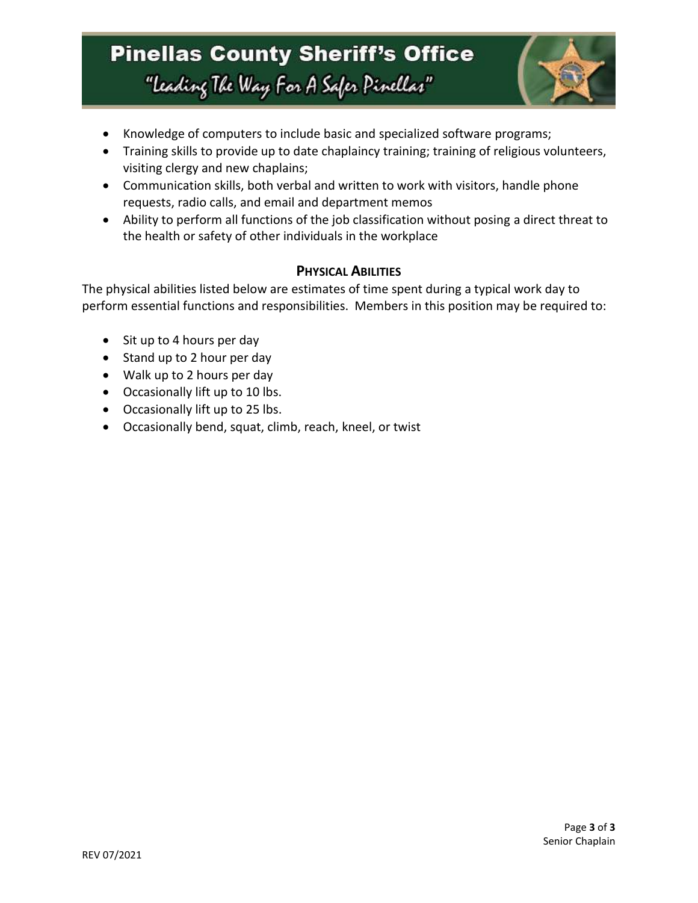- Knowledge of computers to include basic and specialized software programs;
- Training skills to provide up to date chaplaincy training; training of religious volunteers, visiting clergy and new chaplains;
- Communication skills, both verbal and written to work with visitors, handle phone requests, radio calls, and email and department memos
- Ability to perform all functions of the job classification without posing a direct threat to the health or safety of other individuals in the workplace

## Physical Abilities

The physical abilities listed below are estimates of time spent during a typical work day to perform essential functions and responsibilities. Members in this position may be required to:

- Sit up to 4 hours per day
- Stand up to 2 hour per day
- Walk up to 2 hours per day
- Occasionally lift up to 10 lbs.
- Occasionally lift up to 25 lbs.
- Occasionally bend, squat, climb, reach, kneel, or twist

REV 07/2021